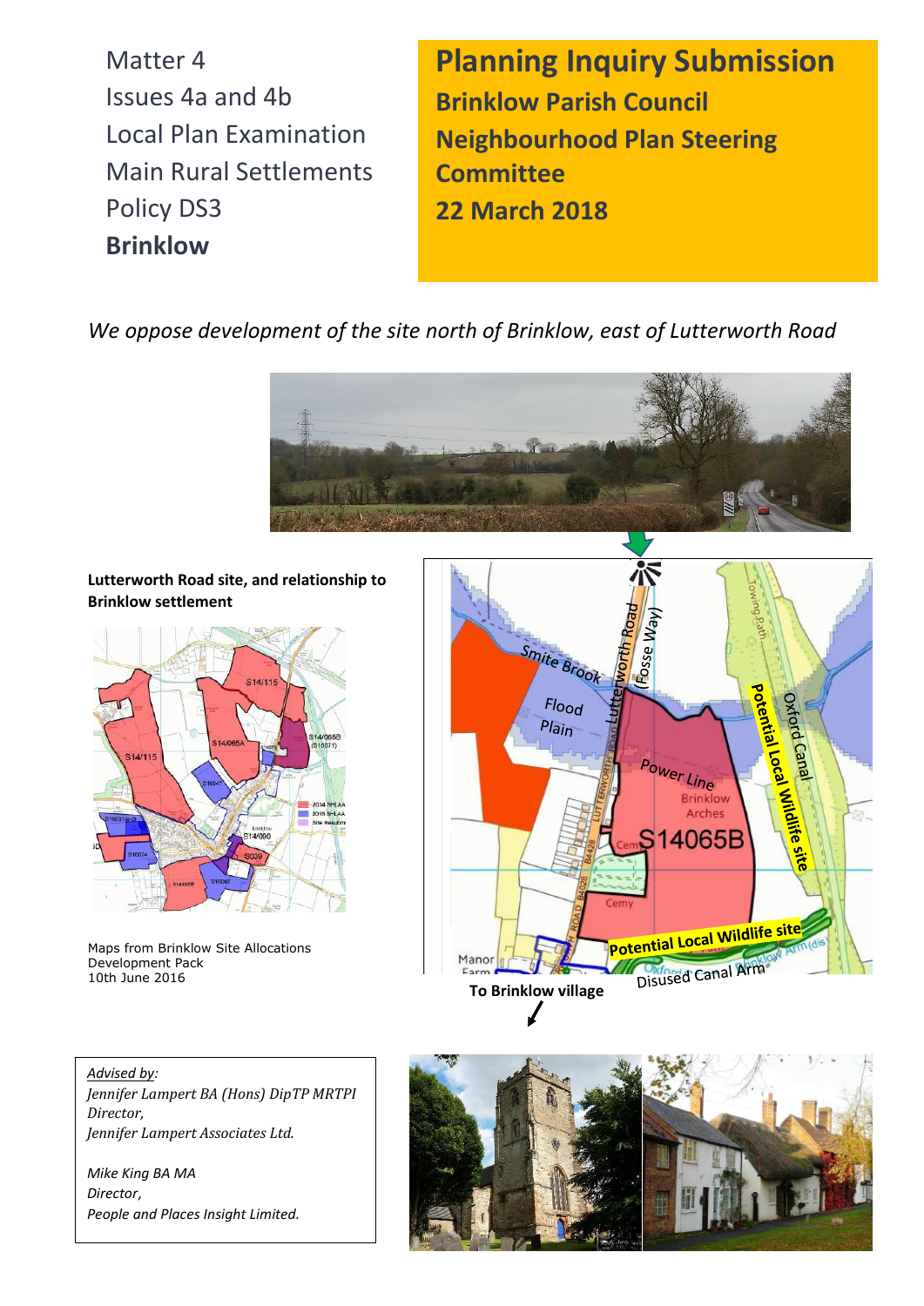Matter 4
Issues 4a and 4b
Local Plan Examination
Main Rural Settlements
Policy DS3
**Brinklow**

# Planning Inquiry Submission

**Brinklow Parish Council**
**Neighbourhood Plan Steering Committee**
**22 March 2018**

*We oppose development of the site north of Brinklow, east of Lutterworth Road*

**Lutterworth Road site, and relationship to Brinklow settlement**

Maps from Brinklow Site Allocations Development Pack
10th June 2016

To Brinklow village

*Advised by:*
*Jennifer Lampert BA (Hons) DipTP MRTPI*
*Director,*
*Jennifer Lampert Associates Ltd.*

*Mike King BA MA*
*Director,*
*People and Places Insight Limited.*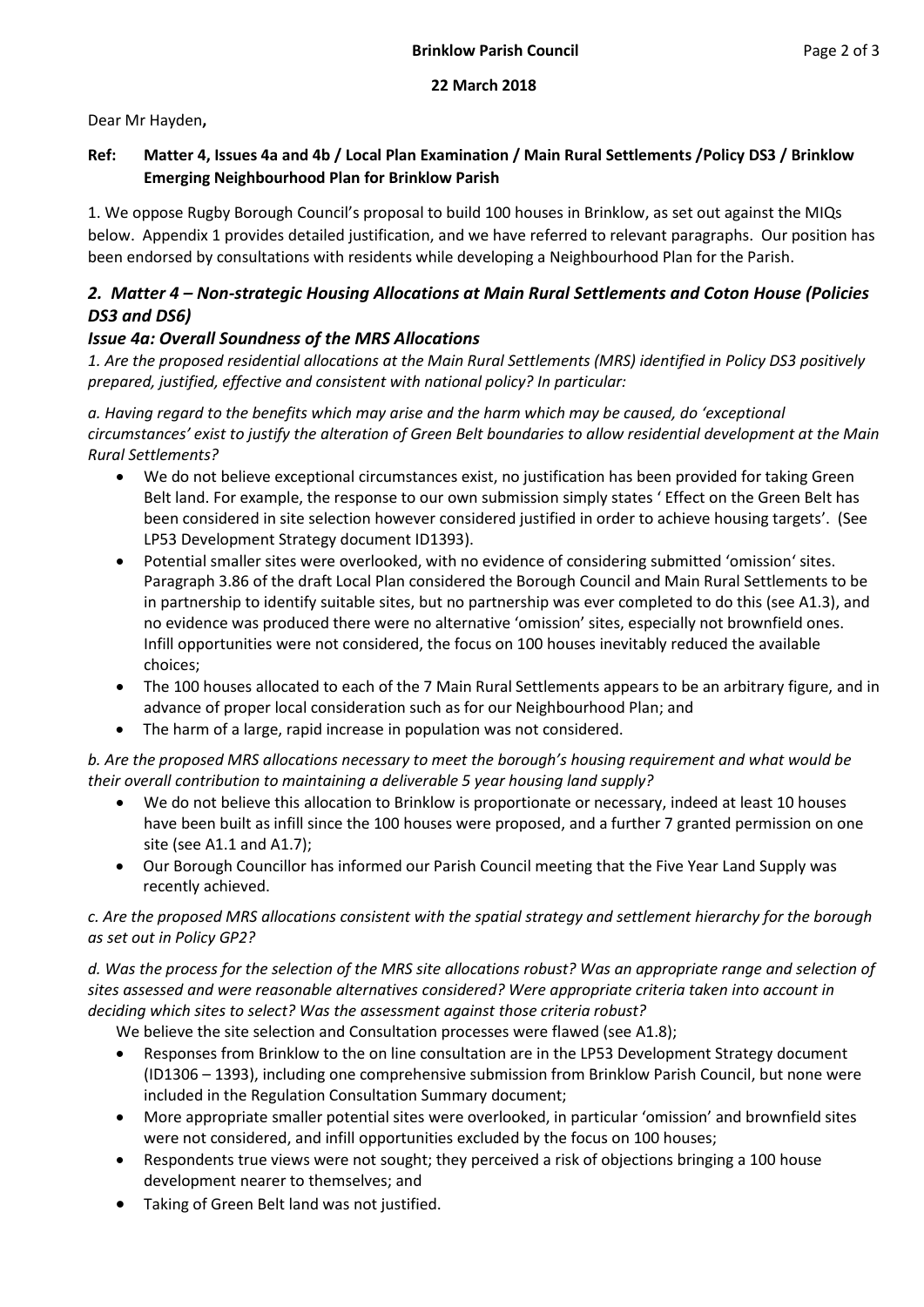**22 March 2018**

Dear Mr Hayden**,**

**Ref: Matter 4, Issues 4a and 4b / Local Plan Examination / Main Rural Settlements /Policy DS3 / Brinklow Emerging Neighbourhood Plan for Brinklow Parish**

1. We oppose Rugby Borough Council's proposal to build 100 houses in Brinklow, as set out against the MIQs below. Appendix 1 provides detailed justification, and we have referred to relevant paragraphs. Our position has been endorsed by consultations with residents while developing a Neighbourhood Plan for the Parish.

## *2. Matter 4 – Non-strategic Housing Allocations at Main Rural Settlements and Coton House (Policies DS3 and DS6)*

### *Issue 4a: Overall Soundness of the MRS Allocations*

*1. Are the proposed residential allocations at the Main Rural Settlements (MRS) identified in Policy DS3 positively prepared, justified, effective and consistent with national policy? In particular:*

*a. Having regard to the benefits which may arise and the harm which may be caused, do 'exceptional circumstances' exist to justify the alteration of Green Belt boundaries to allow residential development at the Main Rural Settlements?*

- We do not believe exceptional circumstances exist, no justification has been provided for taking Green Belt land. For example, the response to our own submission simply states ' Effect on the Green Belt has been considered in site selection however considered justified in order to achieve housing targets'. (See LP53 Development Strategy document ID1393).
- Potential smaller sites were overlooked, with no evidence of considering submitted 'omission' sites. Paragraph 3.86 of the draft Local Plan considered the Borough Council and Main Rural Settlements to be in partnership to identify suitable sites, but no partnership was ever completed to do this (see A1.3), and no evidence was produced there were no alternative 'omission' sites, especially not brownfield ones. Infill opportunities were not considered, the focus on 100 houses inevitably reduced the available choices;
- The 100 houses allocated to each of the 7 Main Rural Settlements appears to be an arbitrary figure, and in advance of proper local consideration such as for our Neighbourhood Plan; and
- The harm of a large, rapid increase in population was not considered.

*b. Are the proposed MRS allocations necessary to meet the borough's housing requirement and what would be their overall contribution to maintaining a deliverable 5 year housing land supply?*

- We do not believe this allocation to Brinklow is proportionate or necessary, indeed at least 10 houses have been built as infill since the 100 houses were proposed, and a further 7 granted permission on one site (see A1.1 and A1.7);
- Our Borough Councillor has informed our Parish Council meeting that the Five Year Land Supply was recently achieved.

*c. Are the proposed MRS allocations consistent with the spatial strategy and settlement hierarchy for the borough as set out in Policy GP2?*

*d. Was the process for the selection of the MRS site allocations robust? Was an appropriate range and selection of sites assessed and were reasonable alternatives considered? Were appropriate criteria taken into account in deciding which sites to select? Was the assessment against those criteria robust?*

We believe the site selection and Consultation processes were flawed (see A1.8);

- Responses from Brinklow to the on line consultation are in the LP53 Development Strategy document (ID1306 – 1393), including one comprehensive submission from Brinklow Parish Council, but none were included in the Regulation Consultation Summary document;
- More appropriate smaller potential sites were overlooked, in particular 'omission' and brownfield sites were not considered, and infill opportunities excluded by the focus on 100 houses;
- Respondents true views were not sought; they perceived a risk of objections bringing a 100 house development nearer to themselves; and
- Taking of Green Belt land was not justified.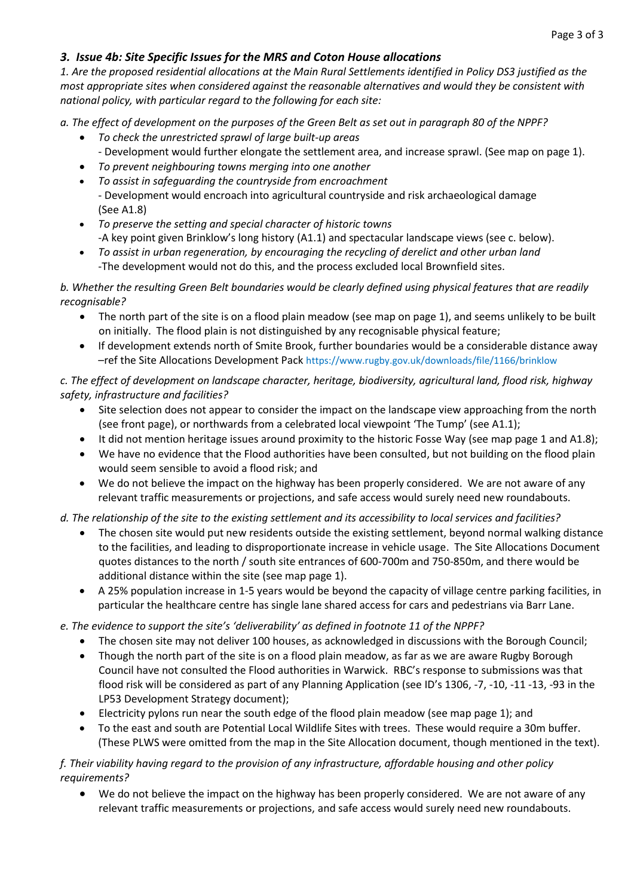### *3. Issue 4b: Site Specific Issues for the MRS and Coton House allocations*

*1. Are the proposed residential allocations at the Main Rural Settlements identified in Policy DS3 justified as the most appropriate sites when considered against the reasonable alternatives and would they be consistent with national policy, with particular regard to the following for each site:*

*a. The effect of development on the purposes of the Green Belt as set out in paragraph 80 of the NPPF?*

- *To check the unrestricted sprawl of large built-up areas*
  - Development would further elongate the settlement area, and increase sprawl. (See map on page 1).
- *To prevent neighbouring towns merging into one another*
- *To assist in safeguarding the countryside from encroachment*
  - Development would encroach into agricultural countryside and risk archaeological damage (See A1.8)
- *To preserve the setting and special character of historic towns*
  -A key point given Brinklow's long history (A1.1) and spectacular landscape views (see c. below).
- *To assist in urban regeneration, by encouraging the recycling of derelict and other urban land*
  -The development would not do this, and the process excluded local Brownfield sites.

*b. Whether the resulting Green Belt boundaries would be clearly defined using physical features that are readily recognisable?*

- The north part of the site is on a flood plain meadow (see map on page 1), and seems unlikely to be built on initially. The flood plain is not distinguished by any recognisable physical feature;
- If development extends north of Smite Brook, further boundaries would be a considerable distance away –ref the Site Allocations Development Pack https://www.rugby.gov.uk/downloads/file/1166/brinklow

*c. The effect of development on landscape character, heritage, biodiversity, agricultural land, flood risk, highway safety, infrastructure and facilities?*

- Site selection does not appear to consider the impact on the landscape view approaching from the north (see front page), or northwards from a celebrated local viewpoint 'The Tump' (see A1.1);
- It did not mention heritage issues around proximity to the historic Fosse Way (see map page 1 and A1.8);
- We have no evidence that the Flood authorities have been consulted, but not building on the flood plain would seem sensible to avoid a flood risk; and
- We do not believe the impact on the highway has been properly considered. We are not aware of any relevant traffic measurements or projections, and safe access would surely need new roundabouts.

*d. The relationship of the site to the existing settlement and its accessibility to local services and facilities?*

- The chosen site would put new residents outside the existing settlement, beyond normal walking distance to the facilities, and leading to disproportionate increase in vehicle usage. The Site Allocations Document quotes distances to the north / south site entrances of 600-700m and 750-850m, and there would be additional distance within the site (see map page 1).
- A 25% population increase in 1-5 years would be beyond the capacity of village centre parking facilities, in particular the healthcare centre has single lane shared access for cars and pedestrians via Barr Lane.

*e. The evidence to support the site's 'deliverability' as defined in footnote 11 of the NPPF?*

- The chosen site may not deliver 100 houses, as acknowledged in discussions with the Borough Council;
- Though the north part of the site is on a flood plain meadow, as far as we are aware Rugby Borough Council have not consulted the Flood authorities in Warwick. RBC's response to submissions was that flood risk will be considered as part of any Planning Application (see ID's 1306, -7, -10, -11 -13, -93 in the LP53 Development Strategy document);
- Electricity pylons run near the south edge of the flood plain meadow (see map page 1); and
- To the east and south are Potential Local Wildlife Sites with trees. These would require a 30m buffer. (These PLWS were omitted from the map in the Site Allocation document, though mentioned in the text).

*f. Their viability having regard to the provision of any infrastructure, affordable housing and other policy requirements?*

- We do not believe the impact on the highway has been properly considered. We are not aware of any relevant traffic measurements or projections, and safe access would surely need new roundabouts.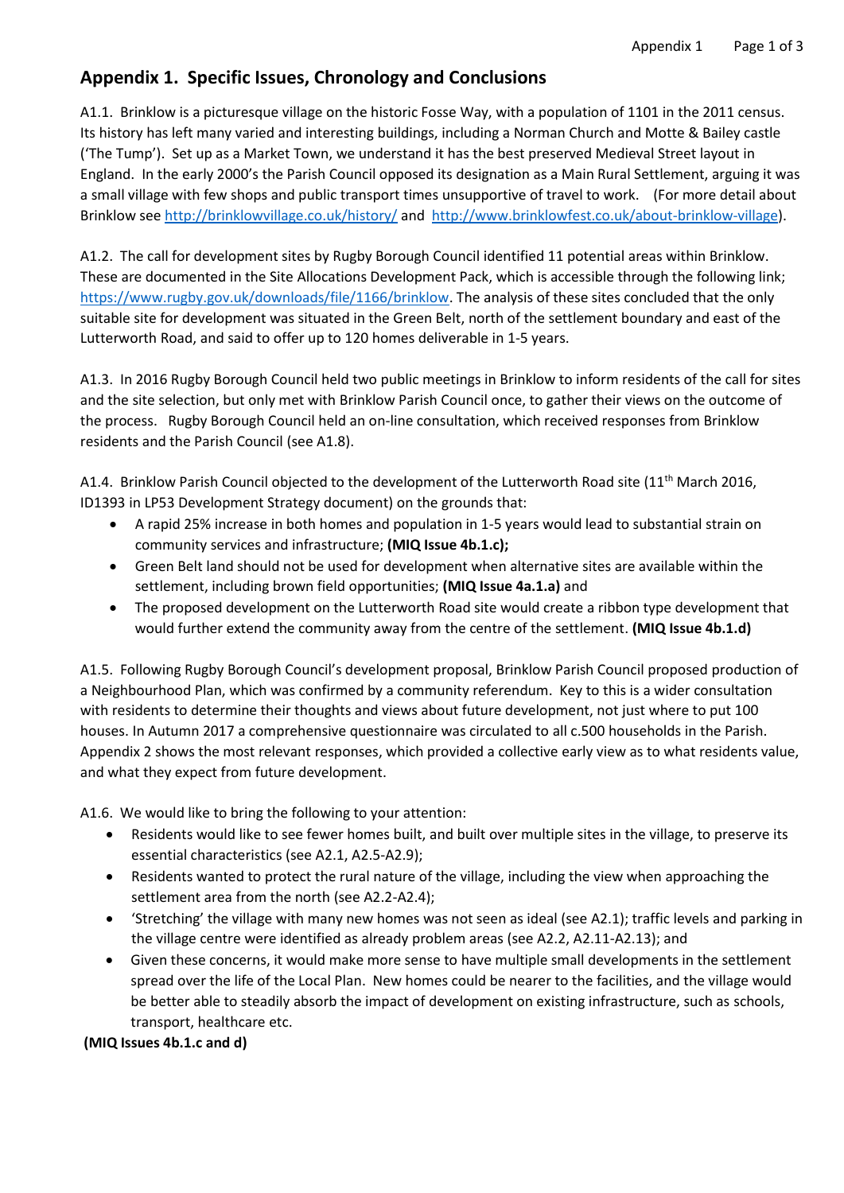## Appendix 1. Specific Issues, Chronology and Conclusions

A1.1. Brinklow is a picturesque village on the historic Fosse Way, with a population of 1101 in the 2011 census. Its history has left many varied and interesting buildings, including a Norman Church and Motte & Bailey castle ('The Tump'). Set up as a Market Town, we understand it has the best preserved Medieval Street layout in England. In the early 2000's the Parish Council opposed its designation as a Main Rural Settlement, arguing it was a small village with few shops and public transport times unsupportive of travel to work. (For more detail about Brinklow see [http://brinklowvillage.co.uk/history/](http://brinklowvillage.co.uk/history/) and [http://www.brinklowfest.co.uk/about-brinklow-village](http://www.brinklowfest.co.uk/about-brinklow-village)).

A1.2. The call for development sites by Rugby Borough Council identified 11 potential areas within Brinklow. These are documented in the Site Allocations Development Pack, which is accessible through the following link; [https://www.rugby.gov.uk/downloads/file/1166/brinklow](https://www.rugby.gov.uk/downloads/file/1166/brinklow). The analysis of these sites concluded that the only suitable site for development was situated in the Green Belt, north of the settlement boundary and east of the Lutterworth Road, and said to offer up to 120 homes deliverable in 1-5 years.

A1.3. In 2016 Rugby Borough Council held two public meetings in Brinklow to inform residents of the call for sites and the site selection, but only met with Brinklow Parish Council once, to gather their views on the outcome of the process. Rugby Borough Council held an on-line consultation, which received responses from Brinklow residents and the Parish Council (see A1.8).

A1.4. Brinklow Parish Council objected to the development of the Lutterworth Road site (11th March 2016, ID1393 in LP53 Development Strategy document) on the grounds that:

- A rapid 25% increase in both homes and population in 1-5 years would lead to substantial strain on community services and infrastructure; **(MIQ Issue 4b.1.c);**
- Green Belt land should not be used for development when alternative sites are available within the settlement, including brown field opportunities; **(MIQ Issue 4a.1.a)** and
- The proposed development on the Lutterworth Road site would create a ribbon type development that would further extend the community away from the centre of the settlement. **(MIQ Issue 4b.1.d)**

A1.5. Following Rugby Borough Council's development proposal, Brinklow Parish Council proposed production of a Neighbourhood Plan, which was confirmed by a community referendum. Key to this is a wider consultation with residents to determine their thoughts and views about future development, not just where to put 100 houses. In Autumn 2017 a comprehensive questionnaire was circulated to all c.500 households in the Parish. Appendix 2 shows the most relevant responses, which provided a collective early view as to what residents value, and what they expect from future development.

A1.6. We would like to bring the following to your attention:

- Residents would like to see fewer homes built, and built over multiple sites in the village, to preserve its essential characteristics (see A2.1, A2.5-A2.9);
- Residents wanted to protect the rural nature of the village, including the view when approaching the settlement area from the north (see A2.2-A2.4);
- 'Stretching' the village with many new homes was not seen as ideal (see A2.1); traffic levels and parking in the village centre were identified as already problem areas (see A2.2, A2.11-A2.13); and
- Given these concerns, it would make more sense to have multiple small developments in the settlement spread over the life of the Local Plan. New homes could be nearer to the facilities, and the village would be better able to steadily absorb the impact of development on existing infrastructure, such as schools, transport, healthcare etc.

**(MIQ Issues 4b.1.c and d)**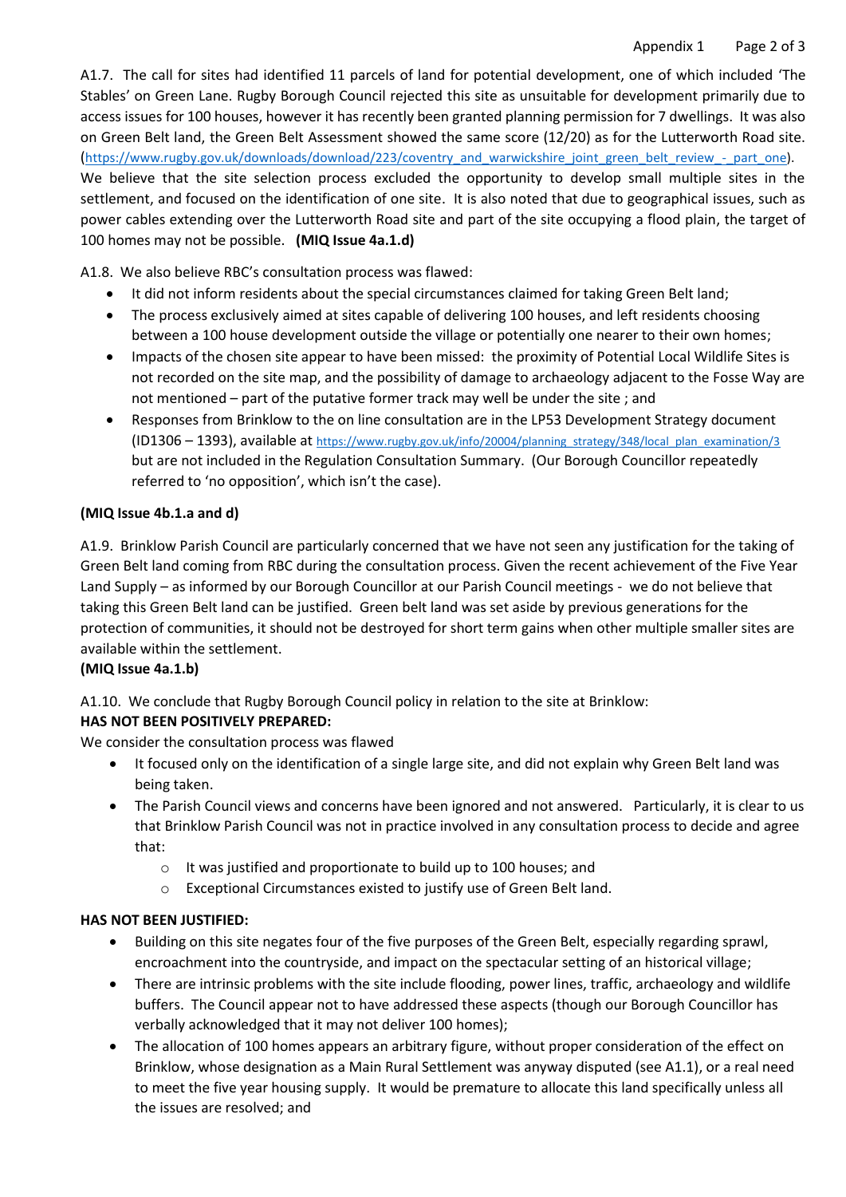A1.7. The call for sites had identified 11 parcels of land for potential development, one of which included 'The Stables' on Green Lane. Rugby Borough Council rejected this site as unsuitable for development primarily due to access issues for 100 houses, however it has recently been granted planning permission for 7 dwellings. It was also on Green Belt land, the Green Belt Assessment showed the same score (12/20) as for the Lutterworth Road site. (https://www.rugby.gov.uk/downloads/download/223/coventry_and_warwickshire_joint_green_belt_review_-_part_one). We believe that the site selection process excluded the opportunity to develop small multiple sites in the settlement, and focused on the identification of one site. It is also noted that due to geographical issues, such as power cables extending over the Lutterworth Road site and part of the site occupying a flood plain, the target of 100 homes may not be possible. **(MIQ Issue 4a.1.d)**

A1.8. We also believe RBC's consultation process was flawed:

- It did not inform residents about the special circumstances claimed for taking Green Belt land;
- The process exclusively aimed at sites capable of delivering 100 houses, and left residents choosing between a 100 house development outside the village or potentially one nearer to their own homes;
- Impacts of the chosen site appear to have been missed: the proximity of Potential Local Wildlife Sites is not recorded on the site map, and the possibility of damage to archaeology adjacent to the Fosse Way are not mentioned – part of the putative former track may well be under the site ; and
- Responses from Brinklow to the on line consultation are in the LP53 Development Strategy document (ID1306 – 1393), available at https://www.rugby.gov.uk/info/20004/planning_strategy/348/local_plan_examination/3 but are not included in the Regulation Consultation Summary. (Our Borough Councillor repeatedly referred to 'no opposition', which isn't the case).

**(MIQ Issue 4b.1.a and d)**

A1.9. Brinklow Parish Council are particularly concerned that we have not seen any justification for the taking of Green Belt land coming from RBC during the consultation process. Given the recent achievement of the Five Year Land Supply – as informed by our Borough Councillor at our Parish Council meetings - we do not believe that taking this Green Belt land can be justified. Green belt land was set aside by previous generations for the protection of communities, it should not be destroyed for short term gains when other multiple smaller sites are available within the settlement.
**(MIQ Issue 4a.1.b)**

A1.10. We conclude that Rugby Borough Council policy in relation to the site at Brinklow:

**HAS NOT BEEN POSITIVELY PREPARED:**

We consider the consultation process was flawed

- It focused only on the identification of a single large site, and did not explain why Green Belt land was being taken.
- The Parish Council views and concerns have been ignored and not answered. Particularly, it is clear to us that Brinklow Parish Council was not in practice involved in any consultation process to decide and agree that:
    - It was justified and proportionate to build up to 100 houses; and
    - Exceptional Circumstances existed to justify use of Green Belt land.

**HAS NOT BEEN JUSTIFIED:**

- Building on this site negates four of the five purposes of the Green Belt, especially regarding sprawl, encroachment into the countryside, and impact on the spectacular setting of an historical village;
- There are intrinsic problems with the site include flooding, power lines, traffic, archaeology and wildlife buffers. The Council appear not to have addressed these aspects (though our Borough Councillor has verbally acknowledged that it may not deliver 100 homes);
- The allocation of 100 homes appears an arbitrary figure, without proper consideration of the effect on Brinklow, whose designation as a Main Rural Settlement was anyway disputed (see A1.1), or a real need to meet the five year housing supply. It would be premature to allocate this land specifically unless all the issues are resolved; and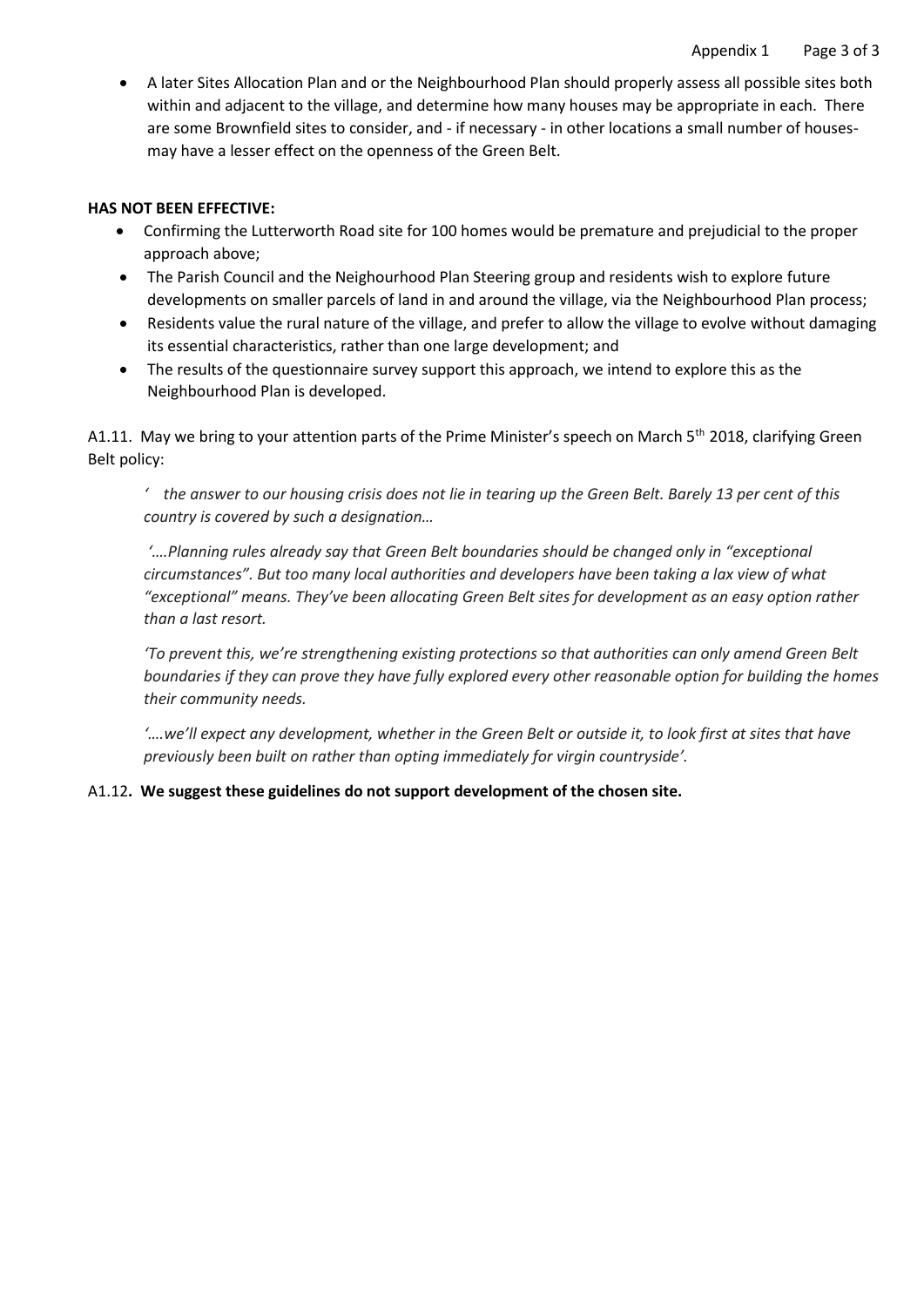- A later Sites Allocation Plan and or the Neighbourhood Plan should properly assess all possible sites both within and adjacent to the village, and determine how many houses may be appropriate in each. There are some Brownfield sites to consider, and - if necessary - in other locations a small number of houses-may have a lesser effect on the openness of the Green Belt.

**HAS NOT BEEN EFFECTIVE:**

- Confirming the Lutterworth Road site for 100 homes would be premature and prejudicial to the proper approach above;
- The Parish Council and the Neighourhood Plan Steering group and residents wish to explore future developments on smaller parcels of land in and around the village, via the Neighbourhood Plan process;
- Residents value the rural nature of the village, and prefer to allow the village to evolve without damaging its essential characteristics, rather than one large development; and
- The results of the questionnaire survey support this approach, we intend to explore this as the Neighbourhood Plan is developed.

A1.11. May we bring to your attention parts of the Prime Minister's speech on March 5th 2018, clarifying Green Belt policy:

> *' the answer to our housing crisis does not lie in tearing up the Green Belt. Barely 13 per cent of this country is covered by such a designation…*
>
> *'….Planning rules already say that Green Belt boundaries should be changed only in "exceptional circumstances". But too many local authorities and developers have been taking a lax view of what "exceptional" means. They've been allocating Green Belt sites for development as an easy option rather than a last resort.*
>
> *'To prevent this, we're strengthening existing protections so that authorities can only amend Green Belt boundaries if they can prove they have fully explored every other reasonable option for building the homes their community needs.*
>
> *'….we'll expect any development, whether in the Green Belt or outside it, to look first at sites that have previously been built on rather than opting immediately for virgin countryside'.*

A1.12**. We suggest these guidelines do not support development of the chosen site.**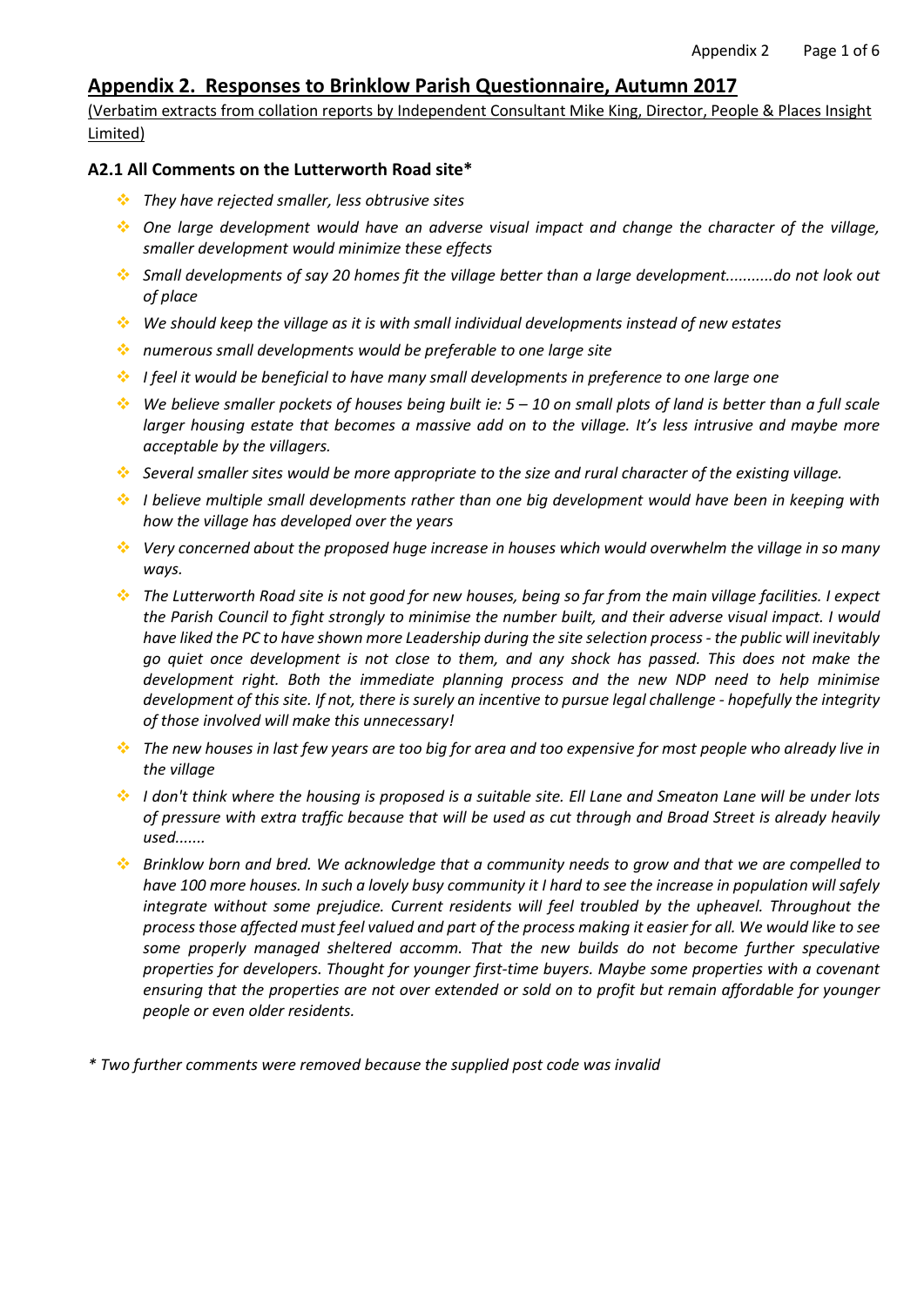## Appendix 2. Responses to Brinklow Parish Questionnaire, Autumn 2017

(Verbatim extracts from collation reports by Independent Consultant Mike King, Director, People & Places Insight Limited)

### A2.1 All Comments on the Lutterworth Road site*

- *They have rejected smaller, less obtrusive sites*
- *One large development would have an adverse visual impact and change the character of the village, smaller development would minimize these effects*
- *Small developments of say 20 homes fit the village better than a large development...........do not look out of place*
- *We should keep the village as it is with small individual developments instead of new estates*
- *numerous small developments would be preferable to one large site*
- *I feel it would be beneficial to have many small developments in preference to one large one*
- *We believe smaller pockets of houses being built ie: 5 – 10 on small plots of land is better than a full scale larger housing estate that becomes a massive add on to the village. It's less intrusive and maybe more acceptable by the villagers.*
- *Several smaller sites would be more appropriate to the size and rural character of the existing village.*
- *I believe multiple small developments rather than one big development would have been in keeping with how the village has developed over the years*
- *Very concerned about the proposed huge increase in houses which would overwhelm the village in so many ways.*
- *The Lutterworth Road site is not good for new houses, being so far from the main village facilities. I expect the Parish Council to fight strongly to minimise the number built, and their adverse visual impact. I would have liked the PC to have shown more Leadership during the site selection process - the public will inevitably go quiet once development is not close to them, and any shock has passed. This does not make the development right. Both the immediate planning process and the new NDP need to help minimise development of this site. If not, there is surely an incentive to pursue legal challenge - hopefully the integrity of those involved will make this unnecessary!*
- *The new houses in last few years are too big for area and too expensive for most people who already live in the village*
- *I don't think where the housing is proposed is a suitable site. Ell Lane and Smeaton Lane will be under lots of pressure with extra traffic because that will be used as cut through and Broad Street is already heavily used.......*
- *Brinklow born and bred. We acknowledge that a community needs to grow and that we are compelled to have 100 more houses. In such a lovely busy community it I hard to see the increase in population will safely integrate without some prejudice. Current residents will feel troubled by the upheaval. Throughout the process those affected must feel valued and part of the process making it easier for all. We would like to see some properly managed sheltered accomm. That the new builds do not become further speculative properties for developers. Thought for younger first-time buyers. Maybe some properties with a covenant ensuring that the properties are not over extended or sold on to profit but remain affordable for younger people or even older residents.*

*\* Two further comments were removed because the supplied post code was invalid*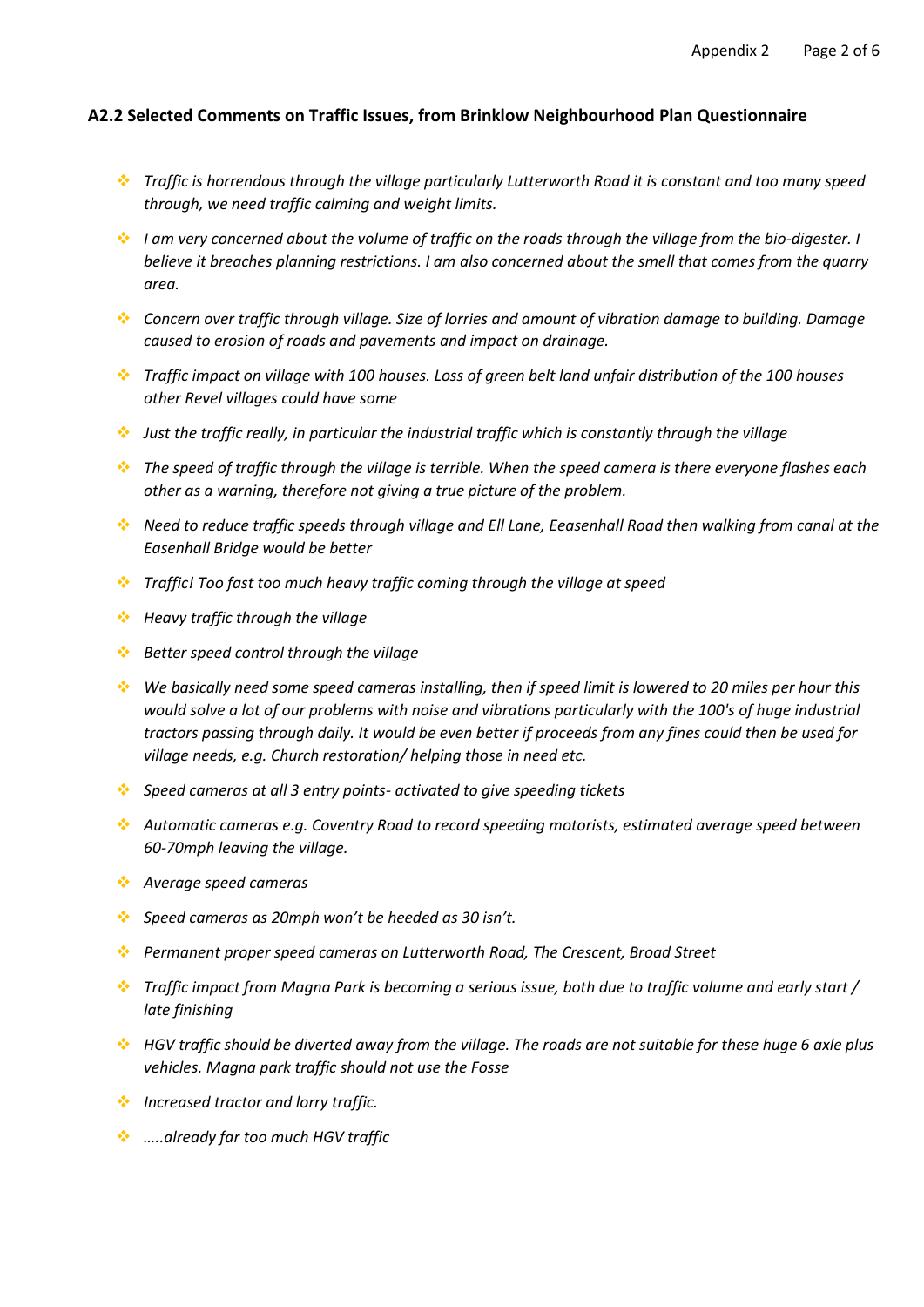### A2.2 Selected Comments on Traffic Issues, from Brinklow Neighbourhood Plan Questionnaire

- *Traffic is horrendous through the village particularly Lutterworth Road it is constant and too many speed through, we need traffic calming and weight limits.*
- *I am very concerned about the volume of traffic on the roads through the village from the bio-digester. I believe it breaches planning restrictions. I am also concerned about the smell that comes from the quarry area.*
- *Concern over traffic through village. Size of lorries and amount of vibration damage to building. Damage caused to erosion of roads and pavements and impact on drainage.*
- *Traffic impact on village with 100 houses. Loss of green belt land unfair distribution of the 100 houses other Revel villages could have some*
- *Just the traffic really, in particular the industrial traffic which is constantly through the village*
- *The speed of traffic through the village is terrible. When the speed camera is there everyone flashes each other as a warning, therefore not giving a true picture of the problem.*
- *Need to reduce traffic speeds through village and Ell Lane, Eeasenhall Road then walking from canal at the Easenhall Bridge would be better*
- *Traffic! Too fast too much heavy traffic coming through the village at speed*
- *Heavy traffic through the village*
- *Better speed control through the village*
- *We basically need some speed cameras installing, then if speed limit is lowered to 20 miles per hour this would solve a lot of our problems with noise and vibrations particularly with the 100's of huge industrial tractors passing through daily. It would be even better if proceeds from any fines could then be used for village needs, e.g. Church restoration/ helping those in need etc.*
- *Speed cameras at all 3 entry points- activated to give speeding tickets*
- *Automatic cameras e.g. Coventry Road to record speeding motorists, estimated average speed between 60-70mph leaving the village.*
- *Average speed cameras*
- *Speed cameras as 20mph won't be heeded as 30 isn't.*
- *Permanent proper speed cameras on Lutterworth Road, The Crescent, Broad Street*
- *Traffic impact from Magna Park is becoming a serious issue, both due to traffic volume and early start / late finishing*
- *HGV traffic should be diverted away from the village. The roads are not suitable for these huge 6 axle plus vehicles. Magna park traffic should not use the Fosse*
- *Increased tractor and lorry traffic.*
- *…..already far too much HGV traffic*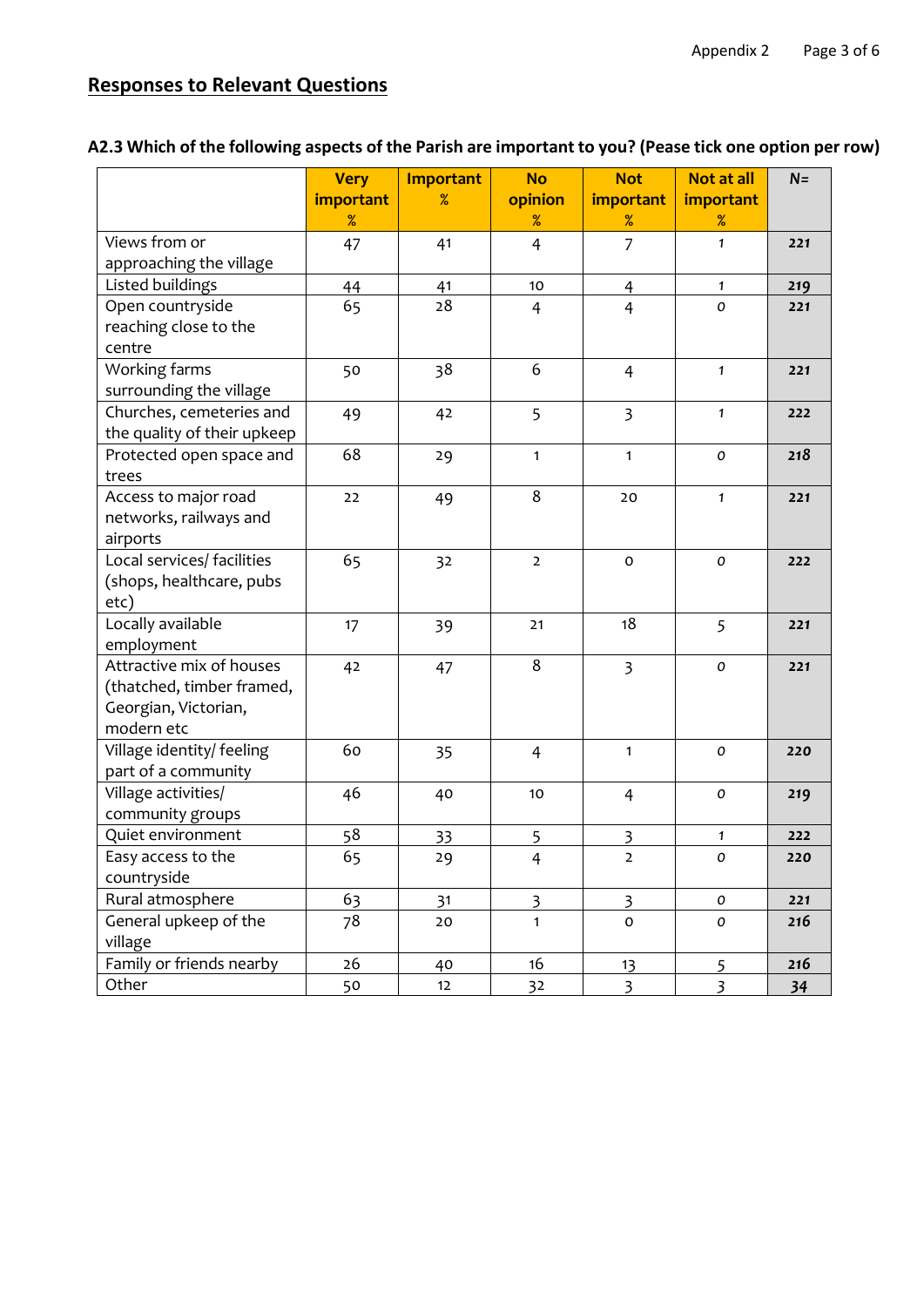## Responses to Relevant Questions

**A2.3 Which of the following aspects of the Parish are important to you? (Pease tick one option per row)**

| | Very important % | Important % | No opinion % | Not important % | Not at all important % | N= |
|---|---|---|---|---|---|---|
| Views from or approaching the village | 47 | 41 | 4 | 7 | 1 | 221 |
| Listed buildings | 44 | 41 | 10 | 4 | 1 | 219 |
| Open countryside reaching close to the centre | 65 | 28 | 4 | 4 | 0 | 221 |
| Working farms surrounding the village | 50 | 38 | 6 | 4 | 1 | 221 |
| Churches, cemeteries and the quality of their upkeep | 49 | 42 | 5 | 3 | 1 | 222 |
| Protected open space and trees | 68 | 29 | 1 | 1 | 0 | 218 |
| Access to major road networks, railways and airports | 22 | 49 | 8 | 20 | 1 | 221 |
| Local services/ facilities (shops, healthcare, pubs etc) | 65 | 32 | 2 | 0 | 0 | 222 |
| Locally available employment | 17 | 39 | 21 | 18 | 5 | 221 |
| Attractive mix of houses (thatched, timber framed, Georgian, Victorian, modern etc | 42 | 47 | 8 | 3 | 0 | 221 |
| Village identity/ feeling part of a community | 60 | 35 | 4 | 1 | 0 | 220 |
| Village activities/ community groups | 46 | 40 | 10 | 4 | 0 | 219 |
| Quiet environment | 58 | 33 | 5 | 3 | 1 | 222 |
| Easy access to the countryside | 65 | 29 | 4 | 2 | 0 | 220 |
| Rural atmosphere | 63 | 31 | 3 | 3 | 0 | 221 |
| General upkeep of the village | 78 | 20 | 1 | 0 | 0 | 216 |
| Family or friends nearby | 26 | 40 | 16 | 13 | 5 | 216 |
| Other | 50 | 12 | 32 | 3 | 3 | 34 |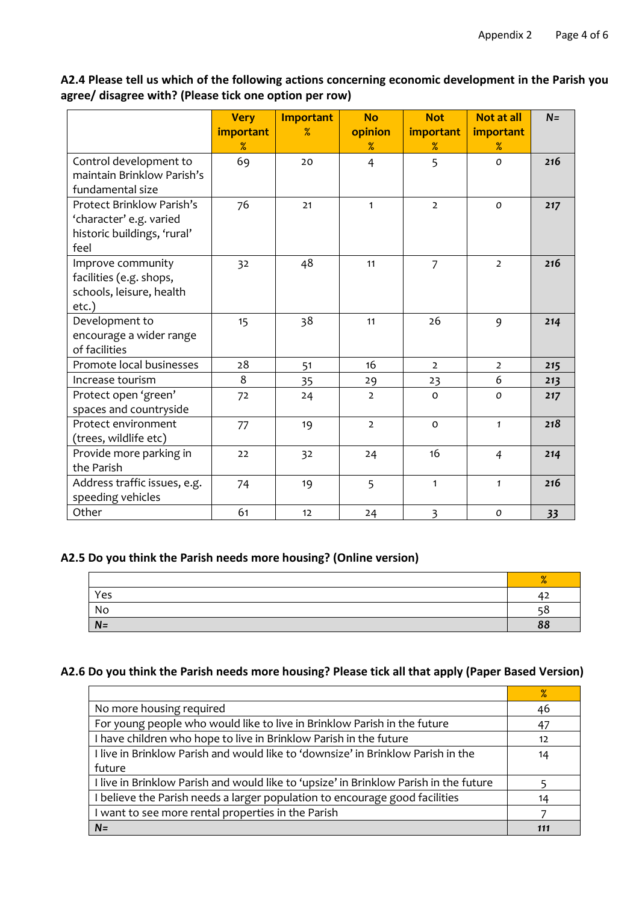**A2.4 Please tell us which of the following actions concerning economic development in the Parish you agree/ disagree with? (Please tick one option per row)**

| | Very important % | Important % | No opinion % | Not important % | Not at all important % | N= |
|---|---|---|---|---|---|---|
| Control development to maintain Brinklow Parish's fundamental size | 69 | 20 | 4 | 5 | 0 | 216 |
| Protect Brinklow Parish's 'character' e.g. varied historic buildings, 'rural' feel | 76 | 21 | 1 | 2 | 0 | 217 |
| Improve community facilities (e.g. shops, schools, leisure, health etc.) | 32 | 48 | 11 | 7 | 2 | 216 |
| Development to encourage a wider range of facilities | 15 | 38 | 11 | 26 | 9 | 214 |
| Promote local businesses | 28 | 51 | 16 | 2 | 2 | 215 |
| Increase tourism | 8 | 35 | 29 | 23 | 6 | 213 |
| Protect open 'green' spaces and countryside | 72 | 24 | 2 | 0 | 0 | 217 |
| Protect environment (trees, wildlife etc) | 77 | 19 | 2 | 0 | 1 | 218 |
| Provide more parking in the Parish | 22 | 32 | 24 | 16 | 4 | 214 |
| Address traffic issues, e.g. speeding vehicles | 74 | 19 | 5 | 1 | 1 | 216 |
| Other | 61 | 12 | 24 | 3 | 0 | 33 |

**A2.5 Do you think the Parish needs more housing? (Online version)**

| | % |
|---|---|
| Yes | 42 |
| No | 58 |
| N= | 88 |

**A2.6 Do you think the Parish needs more housing? Please tick all that apply (Paper Based Version)**

| | % |
|---|---|
| No more housing required | 46 |
| For young people who would like to live in Brinklow Parish in the future | 47 |
| I have children who hope to live in Brinklow Parish in the future | 12 |
| I live in Brinklow Parish and would like to 'downsize' in Brinklow Parish in the future | 14 |
| I live in Brinklow Parish and would like to 'upsize' in Brinklow Parish in the future | 5 |
| I believe the Parish needs a larger population to encourage good facilities | 14 |
| I want to see more rental properties in the Parish | 7 |
| N= | 111 |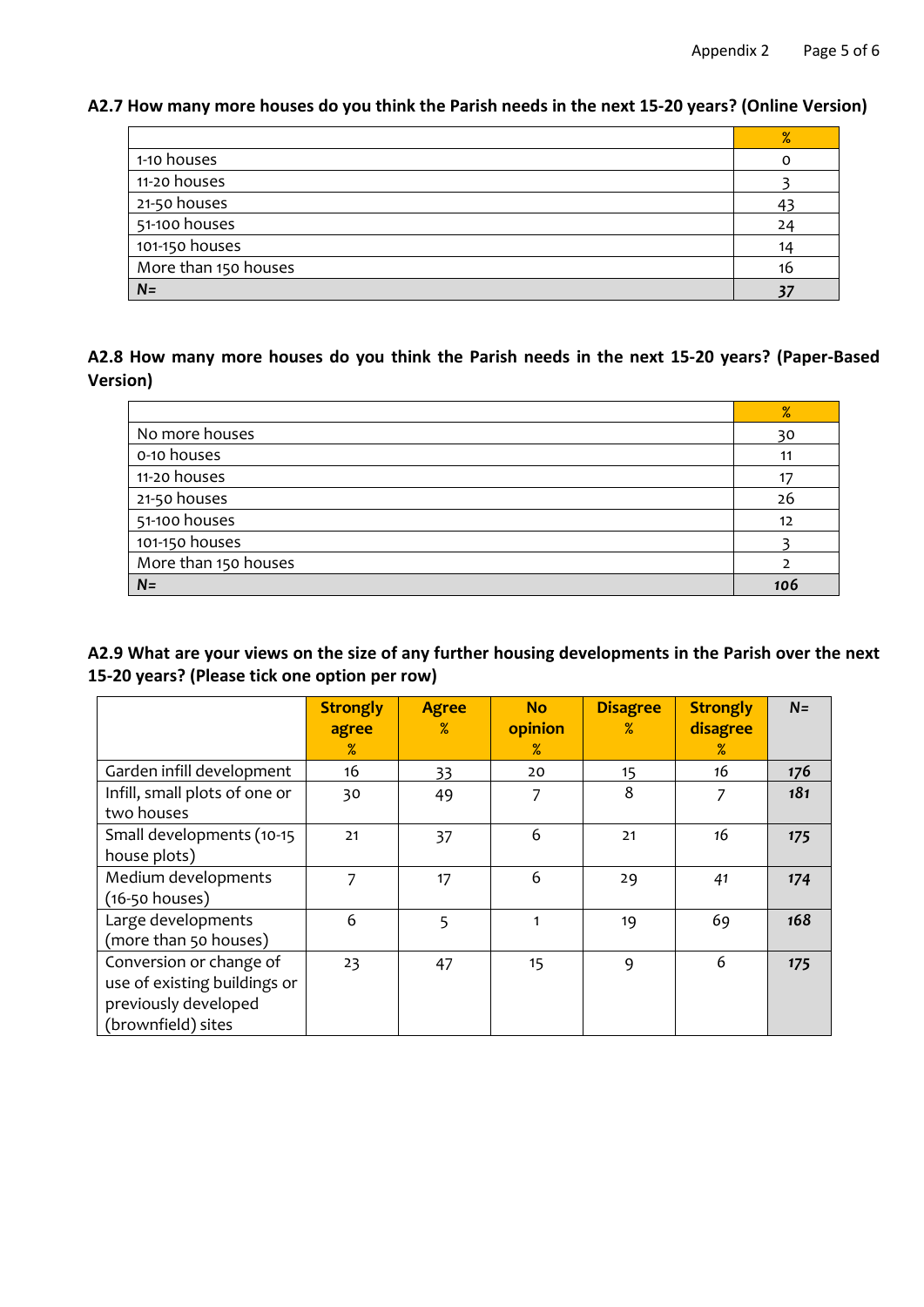### A2.7 How many more houses do you think the Parish needs in the next 15-20 years? (Online Version)

| | % |
|---|---|
| 1-10 houses | 0 |
| 11-20 houses | 3 |
| 21-50 houses | 43 |
| 51-100 houses | 24 |
| 101-150 houses | 14 |
| More than 150 houses | 16 |
| ***N=*** | ***37*** |

### A2.8 How many more houses do you think the Parish needs in the next 15-20 years? (Paper-Based Version)

| | % |
|---|---|
| No more houses | 30 |
| 0-10 houses | 11 |
| 11-20 houses | 17 |
| 21-50 houses | 26 |
| 51-100 houses | 12 |
| 101-150 houses | 3 |
| More than 150 houses | 2 |
| ***N=*** | ***106*** |

### A2.9 What are your views on the size of any further housing developments in the Parish over the next 15-20 years? (Please tick one option per row)

| | Strongly agree % | Agree % | No opinion % | Disagree % | Strongly disagree % | N= |
|---|---|---|---|---|---|---|
| Garden infill development | 16 | 33 | 20 | 15 | 16 | ***176*** |
| Infill, small plots of one or two houses | 30 | 49 | 7 | 8 | 7 | ***181*** |
| Small developments (10-15 house plots) | 21 | 37 | 6 | 21 | 16 | ***175*** |
| Medium developments (16-50 houses) | 7 | 17 | 6 | 29 | 41 | ***174*** |
| Large developments (more than 50 houses) | 6 | 5 | 1 | 19 | 69 | ***168*** |
| Conversion or change of use of existing buildings or previously developed (brownfield) sites | 23 | 47 | 15 | 9 | 6 | ***175*** |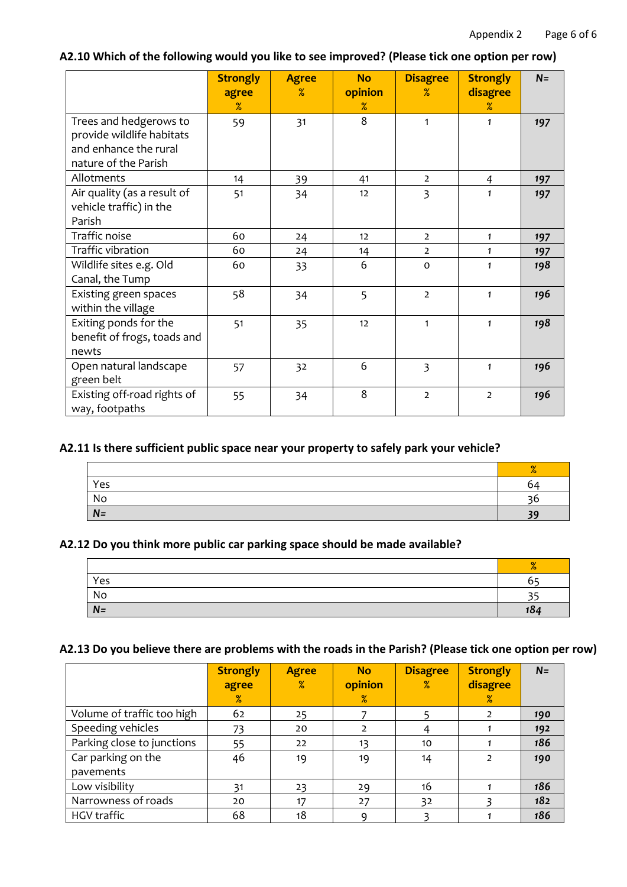### A2.10 Which of the following would you like to see improved? (Please tick one option per row)

| | Strongly agree % | Agree % | No opinion % | Disagree % | Strongly disagree % | N= |
|---|---|---|---|---|---|---|
| Trees and hedgerows to provide wildlife habitats and enhance the rural nature of the Parish | 59 | 31 | 8 | 1 | 1 | 197 |
| Allotments | 14 | 39 | 41 | 2 | 4 | 197 |
| Air quality (as a result of vehicle traffic) in the Parish | 51 | 34 | 12 | 3 | 1 | 197 |
| Traffic noise | 60 | 24 | 12 | 2 | 1 | 197 |
| Traffic vibration | 60 | 24 | 14 | 2 | 1 | 197 |
| Wildlife sites e.g. Old Canal, the Tump | 60 | 33 | 6 | 0 | 1 | 198 |
| Existing green spaces within the village | 58 | 34 | 5 | 2 | 1 | 196 |
| Exiting ponds for the benefit of frogs, toads and newts | 51 | 35 | 12 | 1 | 1 | 198 |
| Open natural landscape green belt | 57 | 32 | 6 | 3 | 1 | 196 |
| Existing off-road rights of way, footpaths | 55 | 34 | 8 | 2 | 2 | 196 |

### A2.11 Is there sufficient public space near your property to safely park your vehicle?

| | % |
|---|---|
| Yes | 64 |
| No | 36 |
| N= | 39 |

### A2.12 Do you think more public car parking space should be made available?

| | % |
|---|---|
| Yes | 65 |
| No | 35 |
| N= | 184 |

### A2.13 Do you believe there are problems with the roads in the Parish? (Please tick one option per row)

| | Strongly agree % | Agree % | No opinion % | Disagree % | Strongly disagree % | N= |
|---|---|---|---|---|---|---|
| Volume of traffic too high | 62 | 25 | 7 | 5 | 2 | 190 |
| Speeding vehicles | 73 | 20 | 2 | 4 | 1 | 192 |
| Parking close to junctions | 55 | 22 | 13 | 10 | 1 | 186 |
| Car parking on the pavements | 46 | 19 | 19 | 14 | 2 | 190 |
| Low visibility | 31 | 23 | 29 | 16 | 1 | 186 |
| Narrowness of roads | 20 | 17 | 27 | 32 | 3 | 182 |
| HGV traffic | 68 | 18 | 9 | 3 | 1 | 186 |